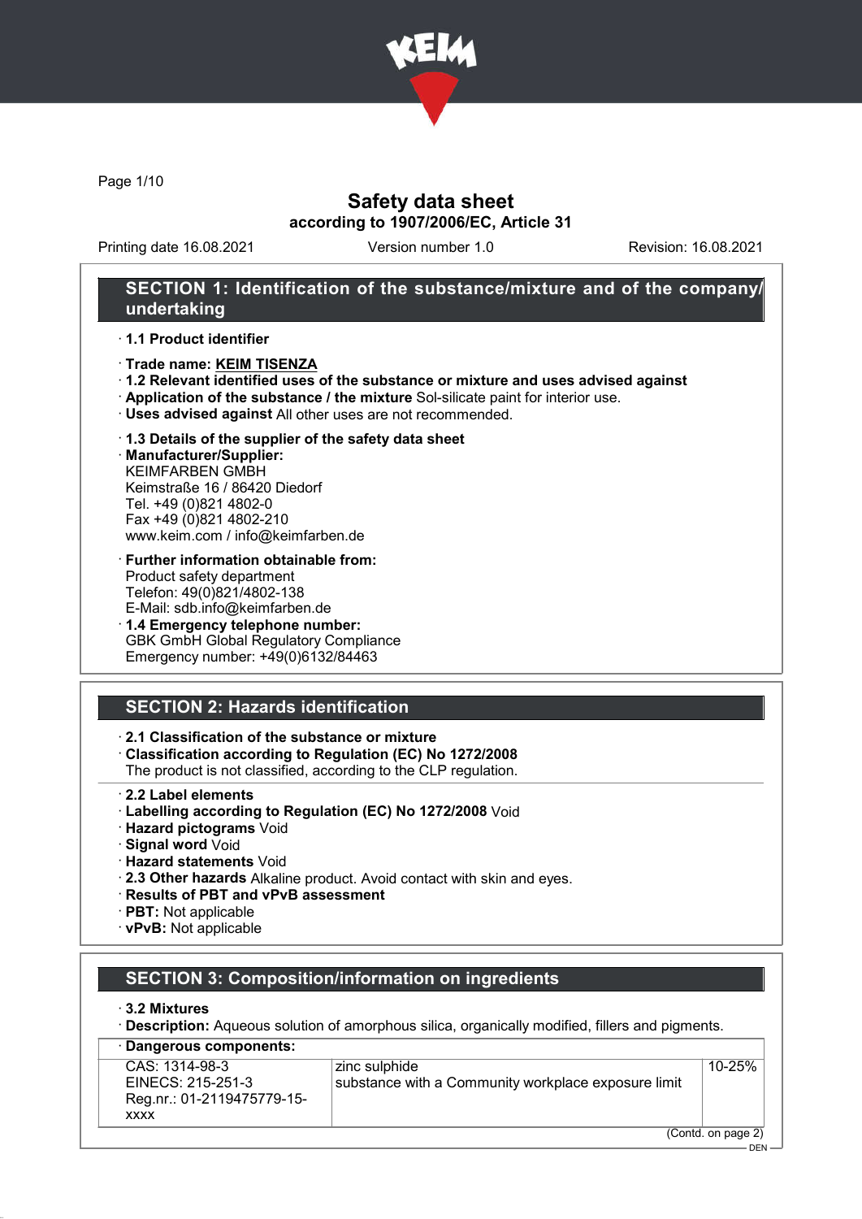# Safety data sheet

**according to 1907/2006/EC, Article 31**

Printing date 16.08.2021 | Version number 1.0 | Revision: 16.08.2021

## SECTION 1: Identification of the substance/mixture and of the company/undertaking

· **1.1 Product identifier**

· **Trade name: KEIM TISENZA**

· **1.2 Relevant identified uses of the substance or mixture and uses advised against**

· **Application of the substance / the mixture** Sol-silicate paint for interior use.

· **Uses advised against** All other uses are not recommended.

· **1.3 Details of the supplier of the safety data sheet**

· **Manufacturer/Supplier:**
KEIMFARBEN GMBH
Keimstraße 16 / 86420 Diedorf
Tel. +49 (0)821 4802-0
Fax +49 (0)821 4802-210
www.keim.com / info@keimfarben.de

· **Further information obtainable from:**
Product safety department
Telefon: 49(0)821/4802-138
E-Mail: sdb.info@keimfarben.de

· **1.4 Emergency telephone number:**
GBK GmbH Global Regulatory Compliance
Emergency number: +49(0)6132/84463

## SECTION 2: Hazards identification

· **2.1 Classification of the substance or mixture**

· **Classification according to Regulation (EC) No 1272/2008**
The product is not classified, according to the CLP regulation.

· **2.2 Label elements**

· **Labelling according to Regulation (EC) No 1272/2008** Void

· **Hazard pictograms** Void

· **Signal word** Void

· **Hazard statements** Void

· **2.3 Other hazards** Alkaline product. Avoid contact with skin and eyes.

· **Results of PBT and vPvB assessment**

· **PBT:** Not applicable

· **vPvB:** Not applicable

## SECTION 3: Composition/information on ingredients

· **3.2 Mixtures**

· **Description:** Aqueous solution of amorphous silica, organically modified, fillers and pigments.

· **Dangerous components:**

| | | |
|---|---|---|
| CAS: 1314-98-3<br>EINECS: 215-251-3<br>Reg.nr.: 01-2119475779-15-xxxx | zinc sulphide<br>substance with a Community workplace exposure limit | 10-25% |

(Contd. on page 2)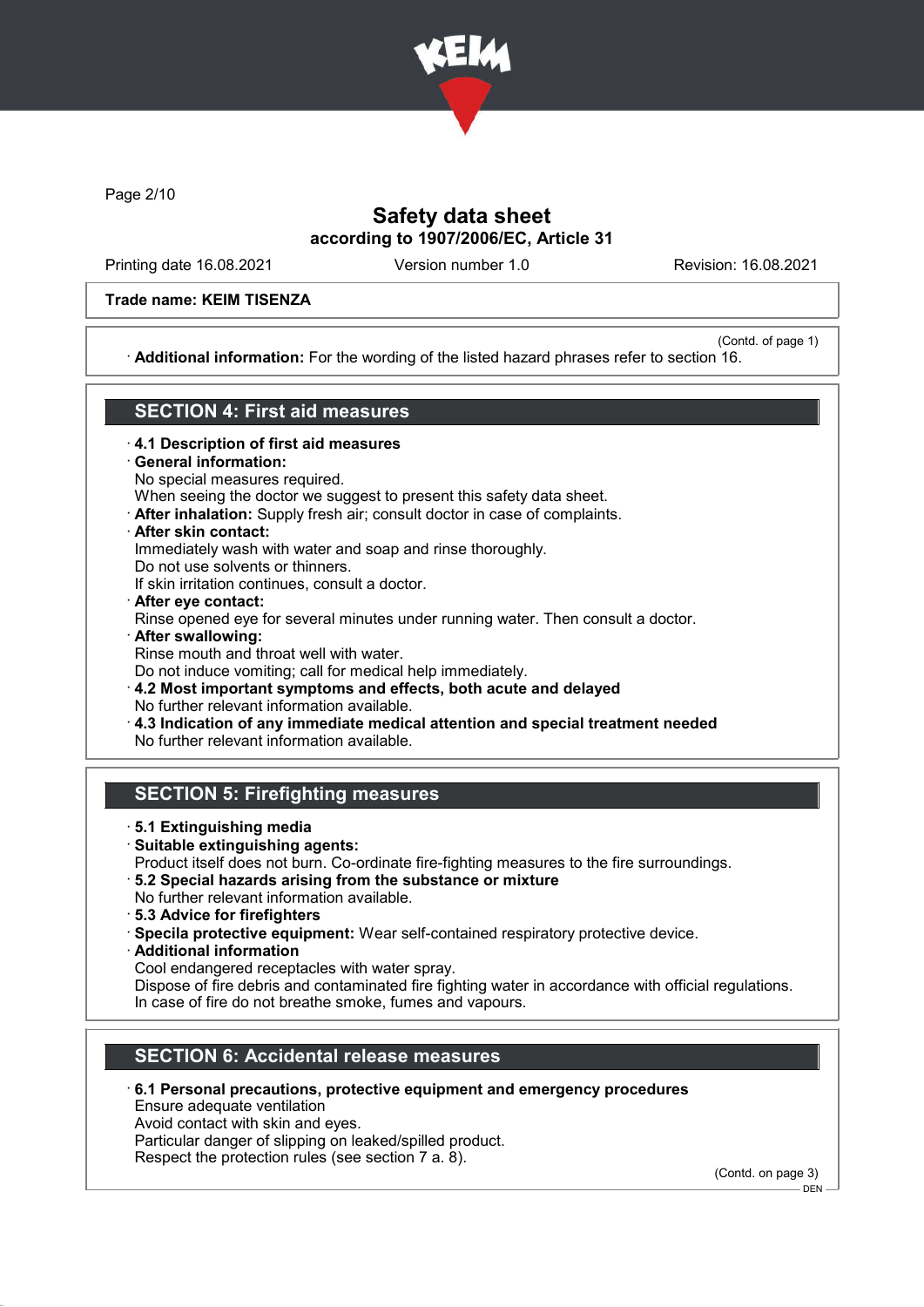Trade name: KEIM TISENZA

(Contd. of page 1)

· **Additional information:** For the wording of the listed hazard phrases refer to section 16.

## SECTION 4: First aid measures

· **4.1 Description of first aid measures**
· **General information:**
No special measures required.
When seeing the doctor we suggest to present this safety data sheet.
· **After inhalation:** Supply fresh air; consult doctor in case of complaints.
· **After skin contact:**
Immediately wash with water and soap and rinse thoroughly.
Do not use solvents or thinners.
If skin irritation continues, consult a doctor.
· **After eye contact:**
Rinse opened eye for several minutes under running water. Then consult a doctor.
· **After swallowing:**
Rinse mouth and throat well with water.
Do not induce vomiting; call for medical help immediately.
· **4.2 Most important symptoms and effects, both acute and delayed**
No further relevant information available.
· **4.3 Indication of any immediate medical attention and special treatment needed**
No further relevant information available.

## SECTION 5: Firefighting measures

· **5.1 Extinguishing media**
· **Suitable extinguishing agents:**
Product itself does not burn. Co-ordinate fire-fighting measures to the fire surroundings.
· **5.2 Special hazards arising from the substance or mixture**
No further relevant information available.
· **5.3 Advice for firefighters**
· **Specila protective equipment:** Wear self-contained respiratory protective device.
· **Additional information**
Cool endangered receptacles with water spray.
Dispose of fire debris and contaminated fire fighting water in accordance with official regulations.
In case of fire do not breathe smoke, fumes and vapours.

## SECTION 6: Accidental release measures

· **6.1 Personal precautions, protective equipment and emergency procedures**
Ensure adequate ventilation
Avoid contact with skin and eyes.
Particular danger of slipping on leaked/spilled product.
Respect the protection rules (see section 7 a. 8).

(Contd. on page 3)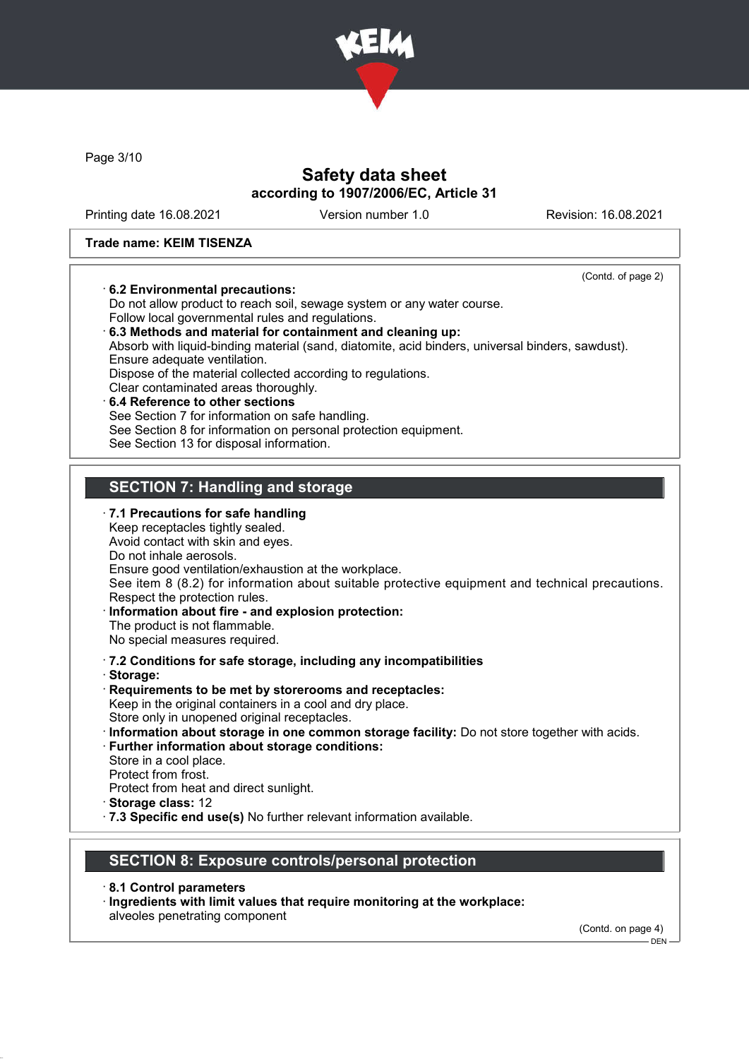Trade name: KEIM TISENZA

(Contd. of page 2)

· **6.2 Environmental precautions:**
Do not allow product to reach soil, sewage system or any water course.
Follow local governmental rules and regulations.

· **6.3 Methods and material for containment and cleaning up:**
Absorb with liquid-binding material (sand, diatomite, acid binders, universal binders, sawdust).
Ensure adequate ventilation.
Dispose of the material collected according to regulations.
Clear contaminated areas thoroughly.

· **6.4 Reference to other sections**
See Section 7 for information on safe handling.
See Section 8 for information on personal protection equipment.
See Section 13 for disposal information.

## SECTION 7: Handling and storage

· **7.1 Precautions for safe handling**
Keep receptacles tightly sealed.
Avoid contact with skin and eyes.
Do not inhale aerosols.
Ensure good ventilation/exhaustion at the workplace.
See item 8 (8.2) for information about suitable protective equipment and technical precautions.
Respect the protection rules.

· **Information about fire - and explosion protection:**
The product is not flammable.
No special measures required.

· **7.2 Conditions for safe storage, including any incompatibilities**

· **Storage:**

· **Requirements to be met by storerooms and receptacles:**
Keep in the original containers in a cool and dry place.
Store only in unopened original receptacles.

· **Information about storage in one common storage facility:** Do not store together with acids.

· **Further information about storage conditions:**
Store in a cool place.
Protect from frost.
Protect from heat and direct sunlight.

· **Storage class:** 12

· **7.3 Specific end use(s)** No further relevant information available.

## SECTION 8: Exposure controls/personal protection

· **8.1 Control parameters**

· **Ingredients with limit values that require monitoring at the workplace:**
alveoles penetrating component

(Contd. on page 4)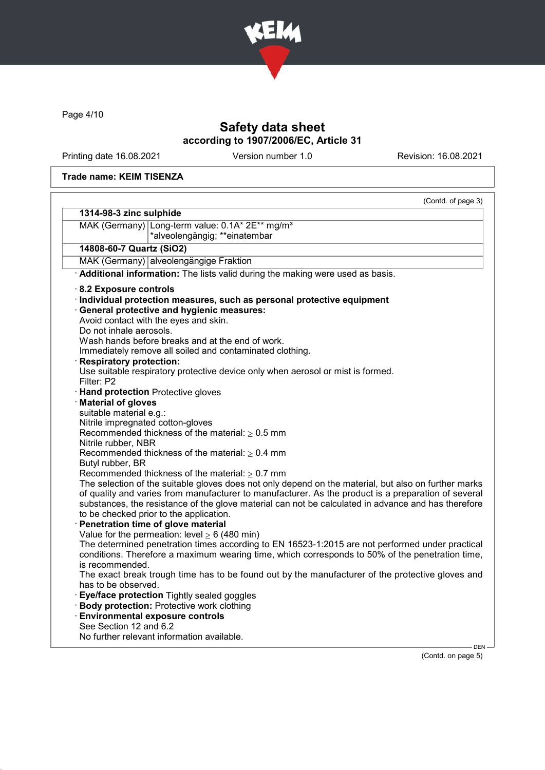# Safety data sheet
## according to 1907/2006/EC, Article 31

Printing date 16.08.2021 | Version number 1.0 | Revision: 16.08.2021

**Trade name: KEIM TISENZA**

(Contd. of page 3)

| **1314-98-3 zinc sulphide** | |
|---|---|
| MAK (Germany) | Long-term value: 0.1A* 2E** mg/m³ *alveolengängig; **einatembar |
| **14808-60-7 Quartz ($SiO_2$)** | |
| MAK (Germany) | alveolengängige Fraktion |

· **Additional information:** The lists valid during the making were used as basis.

· **8.2 Exposure controls**
· **Individual protection measures, such as personal protective equipment**
· **General protective and hygienic measures:**
Avoid contact with the eyes and skin.
Do not inhale aerosols.
Wash hands before breaks and at the end of work.
Immediately remove all soiled and contaminated clothing.
· **Respiratory protection:**
Use suitable respiratory protective device only when aerosol or mist is formed.
Filter: P2
· **Hand protection** Protective gloves
· **Material of gloves**
suitable material e.g.:
Nitrile impregnated cotton-gloves
Recommended thickness of the material: ≥ 0.5 mm
Nitrile rubber, NBR
Recommended thickness of the material: ≥ 0.4 mm
Butyl rubber, BR
Recommended thickness of the material: ≥ 0.7 mm
The selection of the suitable gloves does not only depend on the material, but also on further marks of quality and varies from manufacturer to manufacturer. As the product is a preparation of several substances, the resistance of the glove material can not be calculated in advance and has therefore to be checked prior to the application.
· **Penetration time of glove material**
Value for the permeation: level ≥ 6 (480 min)
The determined penetration times according to EN 16523-1:2015 are not performed under practical conditions. Therefore a maximum wearing time, which corresponds to 50% of the penetration time, is recommended.
The exact break trough time has to be found out by the manufacturer of the protective gloves and has to be observed.
· **Eye/face protection** Tightly sealed goggles
· **Body protection:** Protective work clothing
· **Environmental exposure controls**
See Section 12 and 6.2
No further relevant information available.

(Contd. on page 5)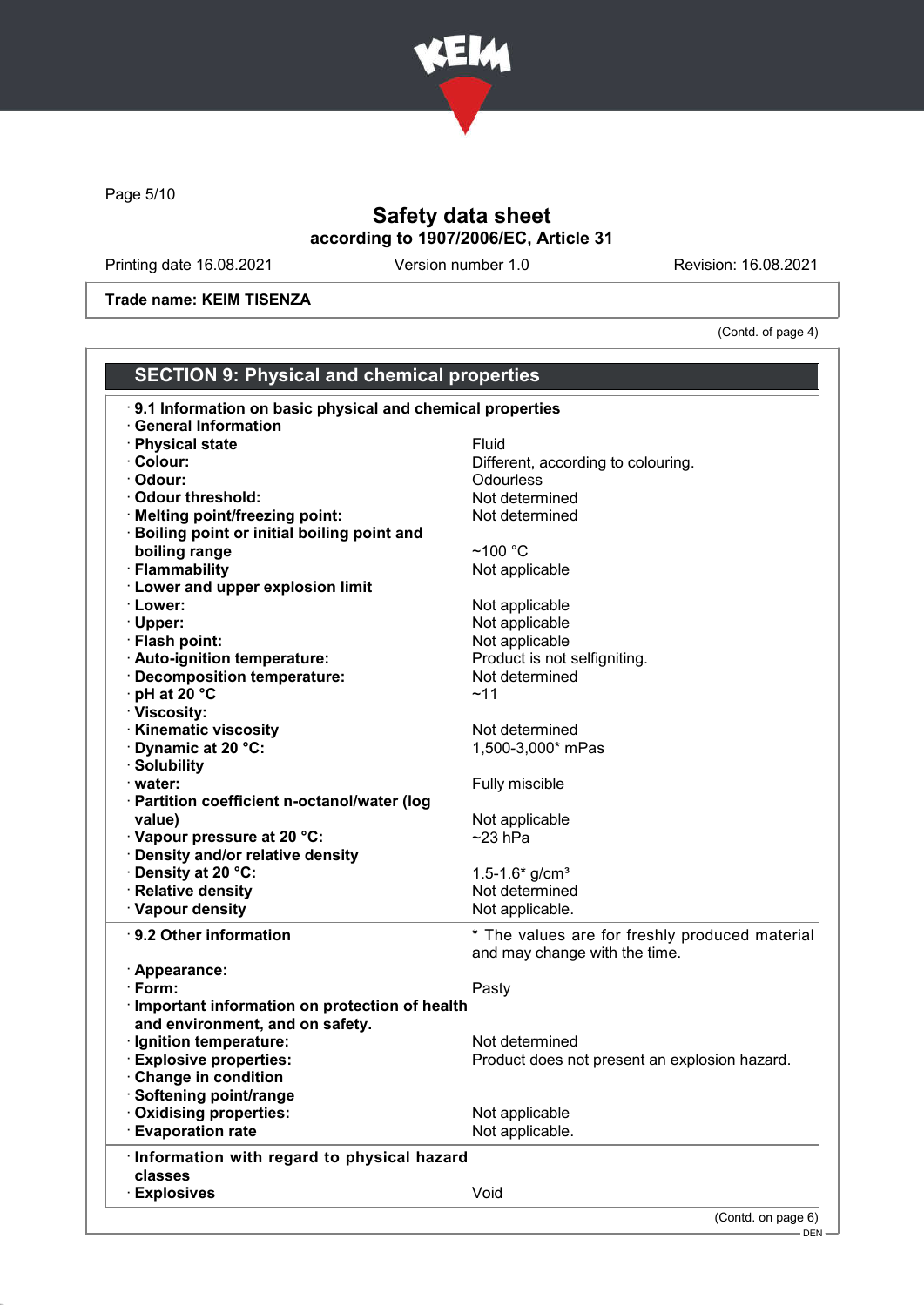# Safety data sheet

**according to 1907/2006/EC, Article 31**

Printing date 16.08.2021 | Version number 1.0 | Revision: 16.08.2021

**Trade name: KEIM TISENZA**

(Contd. of page 4)

## SECTION 9: Physical and chemical properties

· **9.1 Information on basic physical and chemical properties**

· **General Information**

| | |
|---|---|
| · **Physical state** | Fluid |
| · **Colour:** | Different, according to colouring. |
| · **Odour:** | Odourless |
| · **Odour threshold:** | Not determined |
| · **Melting point/freezing point:** | Not determined |
| · **Boiling point or initial boiling point and boiling range** | ~100 °C |
| · **Flammability** | Not applicable |
| · **Lower and upper explosion limit** | |
| · **Lower:** | Not applicable |
| · **Upper:** | Not applicable |
| · **Flash point:** | Not applicable |
| · **Auto-ignition temperature:** | Product is not selfigniting. |
| · **Decomposition temperature:** | Not determined |
| · **pH at 20 °C** | ~11 |
| · **Viscosity:** | |
| · **Kinematic viscosity** | Not determined |
| · **Dynamic at 20 °C:** | 1,500-3,000* mPas |
| · **Solubility** | |
| · **water:** | Fully miscible |
| · **Partition coefficient n-octanol/water (log value)** | Not applicable |
| · **Vapour pressure at 20 °C:** | ~23 hPa |
| · **Density and/or relative density** | |
| · **Density at 20 °C:** | 1.5-1.6* g/cm³ |
| · **Relative density** | Not determined |
| · **Vapour density** | Not applicable. |

| | |
|---|---|
| · **9.2 Other information** | * The values are for freshly produced material and may change with the time. |
| · **Appearance:** | |
| · **Form:** | Pasty |
| · **Important information on protection of health and environment, and on safety.** | |
| · **Ignition temperature:** | Not determined |
| · **Explosive properties:** | Product does not present an explosion hazard. |
| · **Change in condition** | |
| · **Softening point/range** | |
| · **Oxidising properties:** | Not applicable |
| · **Evaporation rate** | Not applicable. |

| | |
|---|---|
| · **Information with regard to physical hazard classes** | |
| · **Explosives** | Void |

(Contd. on page 6)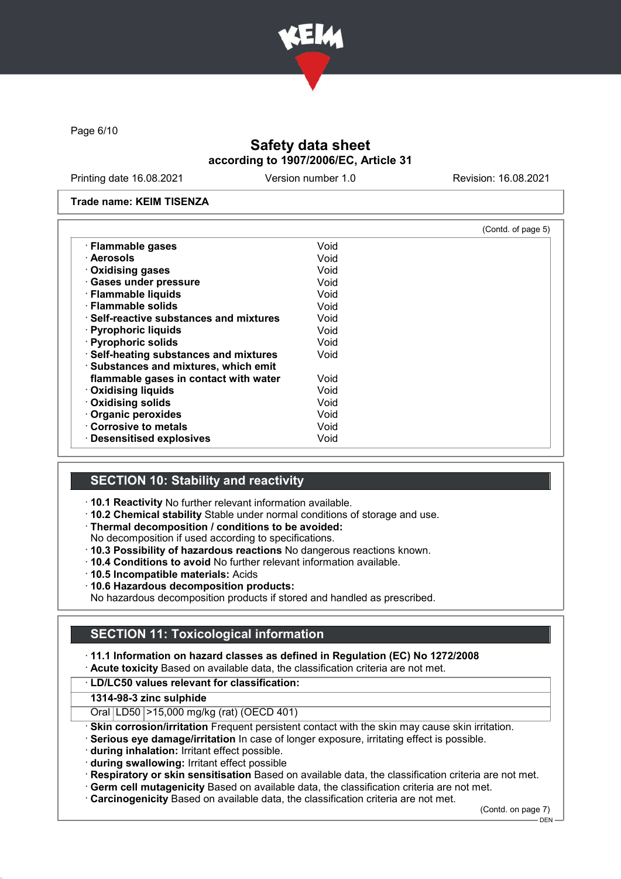Safety data sheet
according to 1907/2006/EC, Article 31

Printing date 16.08.2021 Version number 1.0 Revision: 16.08.2021

**Trade name: KEIM TISENZA**

(Contd. of page 5)

| | |
|---|---|
| · **Flammable gases** | Void |
| · **Aerosols** | Void |
| · **Oxidising gases** | Void |
| · **Gases under pressure** | Void |
| · **Flammable liquids** | Void |
| · **Flammable solids** | Void |
| · **Self-reactive substances and mixtures** | Void |
| · **Pyrophoric liquids** | Void |
| · **Pyrophoric solids** | Void |
| · **Self-heating substances and mixtures** | Void |
| · **Substances and mixtures, which emit flammable gases in contact with water** | Void |
| · **Oxidising liquids** | Void |
| · **Oxidising solids** | Void |
| · **Organic peroxides** | Void |
| · **Corrosive to metals** | Void |
| · **Desensitised explosives** | Void |

## SECTION 10: Stability and reactivity

· **10.1 Reactivity** No further relevant information available.
· **10.2 Chemical stability** Stable under normal conditions of storage and use.
· **Thermal decomposition / conditions to be avoided:**
No decomposition if used according to specifications.
· **10.3 Possibility of hazardous reactions** No dangerous reactions known.
· **10.4 Conditions to avoid** No further relevant information available.
· **10.5 Incompatible materials:** Acids
· **10.6 Hazardous decomposition products:**
No hazardous decomposition products if stored and handled as prescribed.

## SECTION 11: Toxicological information

· **11.1 Information on hazard classes as defined in Regulation (EC) No 1272/2008**
· **Acute toxicity** Based on available data, the classification criteria are not met.

| · **LD/LC50 values relevant for classification:** | | |
|---|---|---|
| **1314-98-3 zinc sulphide** | | |
| Oral | LD50 | >15,000 mg/kg (rat) (OECD 401) |

· **Skin corrosion/irritation** Frequent persistent contact with the skin may cause skin irritation.
· **Serious eye damage/irritation** In case of longer exposure, irritating effect is possible.
· **during inhalation:** Irritant effect possible.
· **during swallowing:** Irritant effect possible
· **Respiratory or skin sensitisation** Based on available data, the classification criteria are not met.
· **Germ cell mutagenicity** Based on available data, the classification criteria are not met.
· **Carcinogenicity** Based on available data, the classification criteria are not met.

(Contd. on page 7)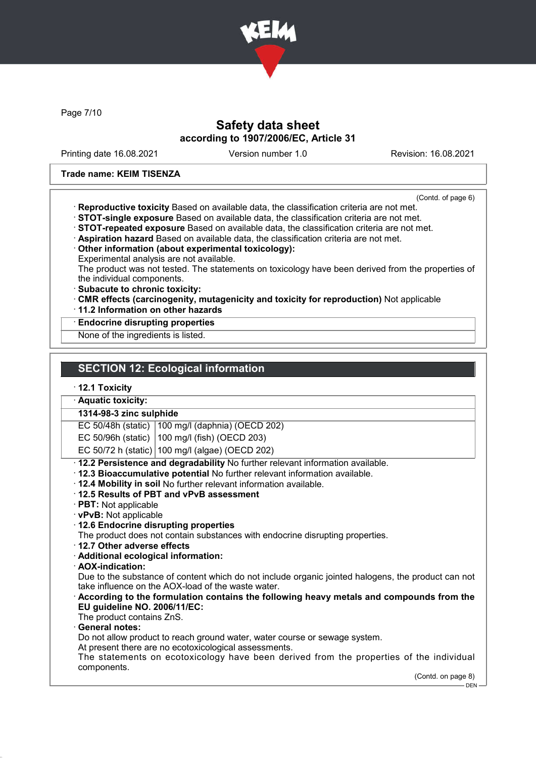Trade name: KEIM TISENZA

(Contd. of page 6)

· **Reproductive toxicity** Based on available data, the classification criteria are not met.
· **STOT-single exposure** Based on available data, the classification criteria are not met.
· **STOT-repeated exposure** Based on available data, the classification criteria are not met.
· **Aspiration hazard** Based on available data, the classification criteria are not met.
· **Other information (about experimental toxicology):**
Experimental analysis are not available.
The product was not tested. The statements on toxicology have been derived from the properties of the individual components.
· **Subacute to chronic toxicity:**
· **CMR effects (carcinogenity, mutagenicity and toxicity for reproduction)** Not applicable
· **11.2 Information on other hazards**

· **Endocrine disrupting properties**
None of the ingredients is listed.

## SECTION 12: Ecological information

· **12.1 Toxicity**

· **Aquatic toxicity:**

| 1314-98-3 zinc sulphide | |
|---|---|
| EC 50/48h (static) | 100 mg/l (daphnia) (OECD 202) |
| EC 50/96h (static) | 100 mg/l (fish) (OECD 203) |
| EC 50/72 h (static) | 100 mg/l (algae) (OECD 202) |

· **12.2 Persistence and degradability** No further relevant information available.
· **12.3 Bioaccumulative potential** No further relevant information available.
· **12.4 Mobility in soil** No further relevant information available.
· **12.5 Results of PBT and vPvB assessment**
· **PBT:** Not applicable
· **vPvB:** Not applicable
· **12.6 Endocrine disrupting properties**
The product does not contain substances with endocrine disrupting properties.
· **12.7 Other adverse effects**
· **Additional ecological information:**
· **AOX-indication:**
Due to the substance of content which do not include organic jointed halogens, the product can not take influence on the AOX-load of the waste water.
· **According to the formulation contains the following heavy metals and compounds from the EU guideline NO. 2006/11/EC:**
The product contains ZnS.
· **General notes:**
Do not allow product to reach ground water, water course or sewage system.
At present there are no ecotoxicological assessments.
The statements on ecotoxicology have been derived from the properties of the individual components.

(Contd. on page 8)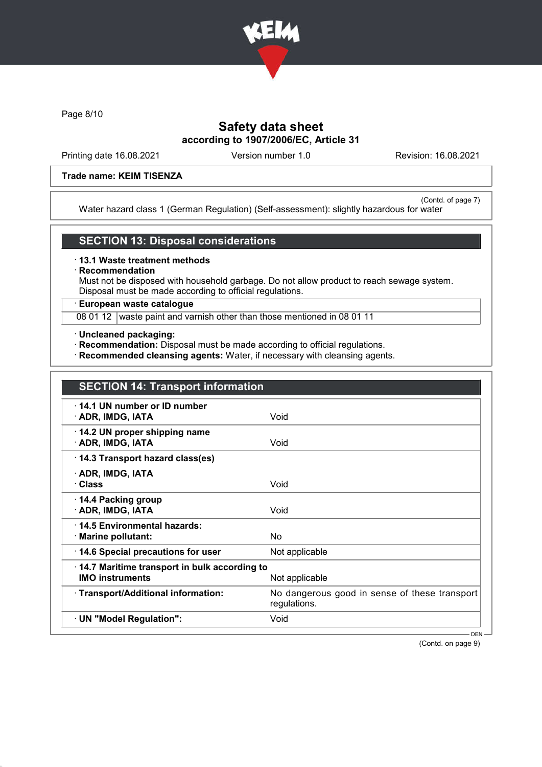Trade name: KEIM TISENZA

(Contd. of page 7)

Water hazard class 1 (German Regulation) (Self-assessment): slightly hazardous for water

## SECTION 13: Disposal considerations

· **13.1 Waste treatment methods**

· **Recommendation**

Must not be disposed with household garbage. Do not allow product to reach sewage system. Disposal must be made according to official regulations.

| · European waste catalogue | |
|---|---|
| 08 01 12 | waste paint and varnish other than those mentioned in 08 01 11 |

· **Uncleaned packaging:**

· **Recommendation:** Disposal must be made according to official regulations.

· **Recommended cleansing agents:** Water, if necessary with cleansing agents.

## SECTION 14: Transport information

| | |
|---|---|
| · **14.1 UN number or ID number**<br>· **ADR, IMDG, IATA** | Void |
| · **14.2 UN proper shipping name**<br>· **ADR, IMDG, IATA** | Void |
| · **14.3 Transport hazard class(es)**<br>· **ADR, IMDG, IATA**<br>· **Class** | Void |
| · **14.4 Packing group**<br>· **ADR, IMDG, IATA** | Void |
| · **14.5 Environmental hazards:**<br>· **Marine pollutant:** | No |
| · **14.6 Special precautions for user** | Not applicable |
| · **14.7 Maritime transport in bulk according to IMO instruments** | Not applicable |
| · **Transport/Additional information:** | No dangerous good in sense of these transport regulations. |
| · **UN "Model Regulation":** | Void |

DEN

(Contd. on page 9)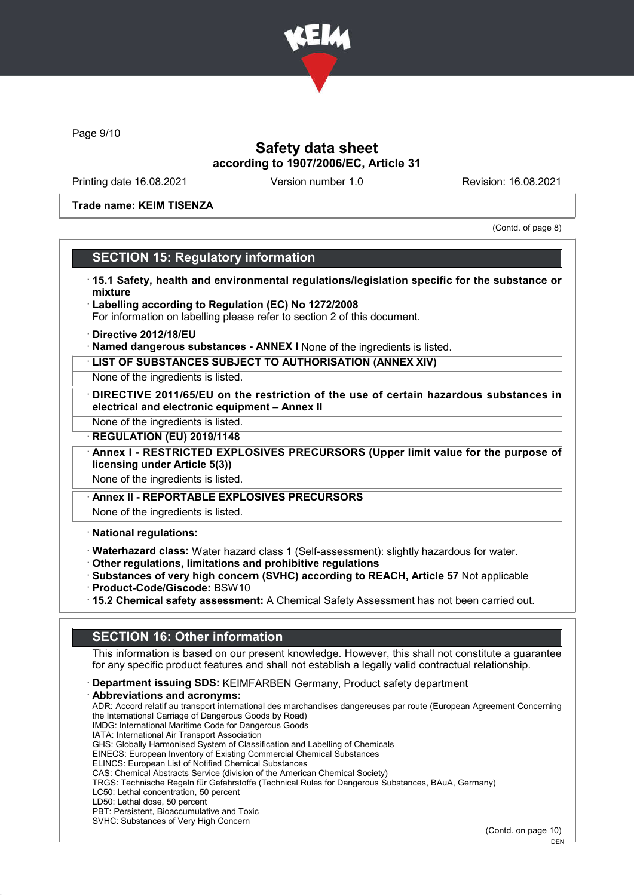Trade name: KEIM TISENZA

(Contd. of page 8)

## SECTION 15: Regulatory information

- **15.1 Safety, health and environmental regulations/legislation specific for the substance or mixture**
- **Labelling according to Regulation (EC) No 1272/2008**
  For information on labelling please refer to section 2 of this document.
- **Directive 2012/18/EU**
- **Named dangerous substances - ANNEX I** None of the ingredients is listed.
- **LIST OF SUBSTANCES SUBJECT TO AUTHORISATION (ANNEX XIV)**
  None of the ingredients is listed.
- **DIRECTIVE 2011/65/EU on the restriction of the use of certain hazardous substances in electrical and electronic equipment – Annex II**
  None of the ingredients is listed.
- **REGULATION (EU) 2019/1148**
- **Annex I - RESTRICTED EXPLOSIVES PRECURSORS (Upper limit value for the purpose of licensing under Article 5(3))**
  None of the ingredients is listed.
- **Annex II - REPORTABLE EXPLOSIVES PRECURSORS**
  None of the ingredients is listed.

- **National regulations:**

- **Waterhazard class:** Water hazard class 1 (Self-assessment): slightly hazardous for water.
- **Other regulations, limitations and prohibitive regulations**
- **Substances of very high concern (SVHC) according to REACH, Article 57** Not applicable
- **Product-Code/Giscode:** BSW10
- **15.2 Chemical safety assessment:** A Chemical Safety Assessment has not been carried out.

## SECTION 16: Other information

This information is based on our present knowledge. However, this shall not constitute a guarantee for any specific product features and shall not establish a legally valid contractual relationship.

- **Department issuing SDS:** KEIMFARBEN Germany, Product safety department
- **Abbreviations and acronyms:**

ADR: Accord relatif au transport international des marchandises dangereuses par route (European Agreement Concerning the International Carriage of Dangerous Goods by Road)
IMDG: International Maritime Code for Dangerous Goods
IATA: International Air Transport Association
GHS: Globally Harmonised System of Classification and Labelling of Chemicals
EINECS: European Inventory of Existing Commercial Chemical Substances
ELINCS: European List of Notified Chemical Substances
CAS: Chemical Abstracts Service (division of the American Chemical Society)
TRGS: Technische Regeln für Gefahrstoffe (Technical Rules for Dangerous Substances, BAuA, Germany)
LC50: Lethal concentration, 50 percent
LD50: Lethal dose, 50 percent
PBT: Persistent, Bioaccumulative and Toxic
SVHC: Substances of Very High Concern

(Contd. on page 10)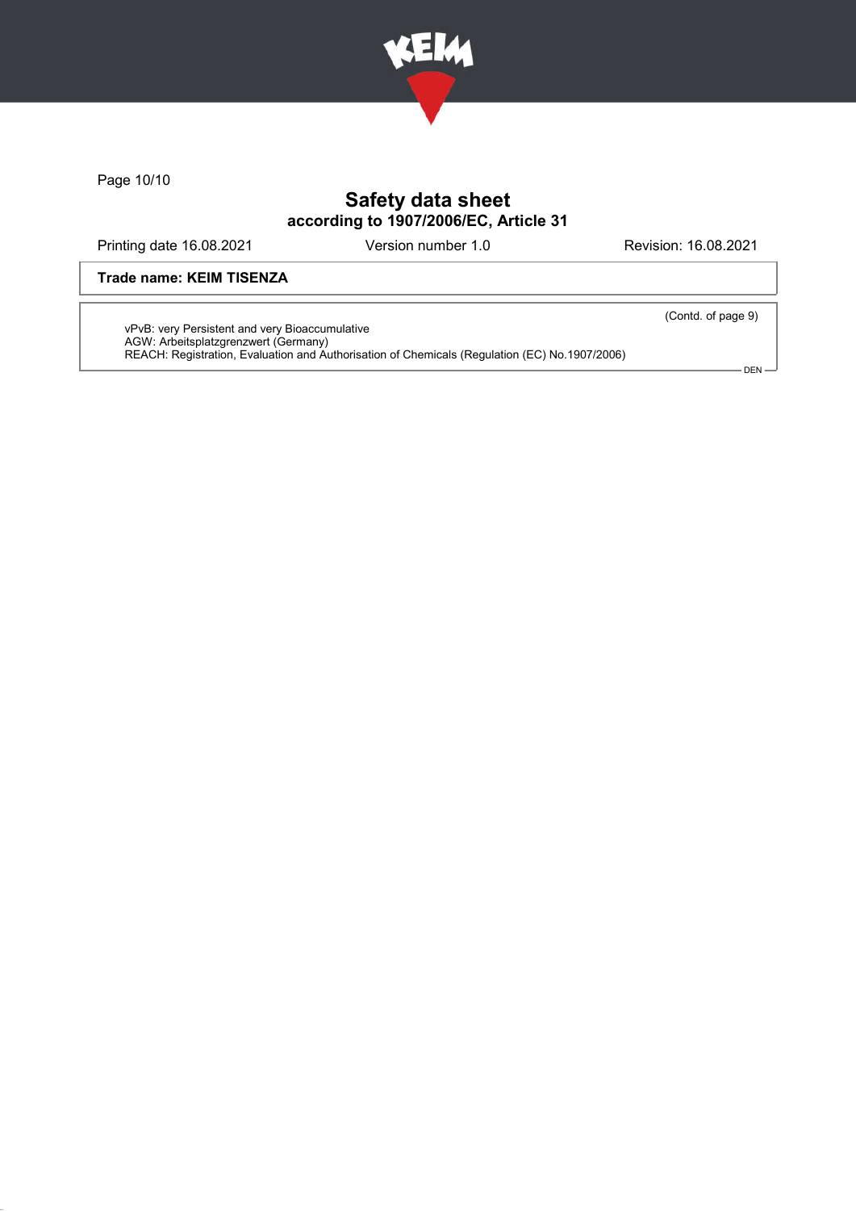(Contd. of page 9)

vPvB: very Persistent and very Bioaccumulative
AGW: Arbeitsplatzgrenzwert (Germany)
REACH: Registration, Evaluation and Authorisation of Chemicals (Regulation (EC) No.1907/2006)